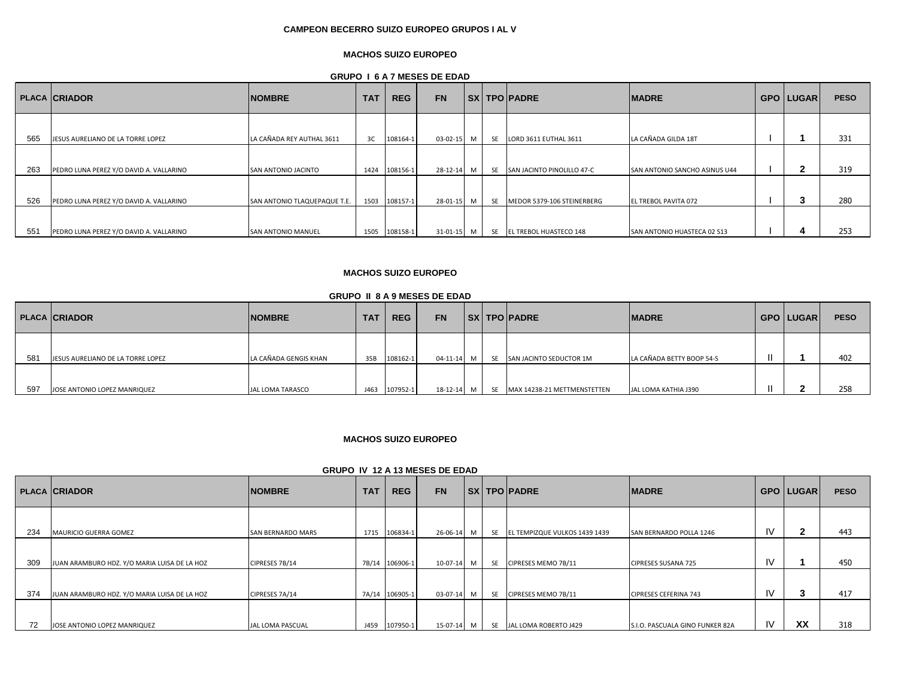### CAMPEON BECERRO SUIZO EUROPEO GRUPOS I AL V

#### MACHOS SUIZO EUROPEO

##### GRUPO I 6 A 7 MESES DE EDAD

| PLACA | CRIADOR | NOMBRE | TAT | REG | FN | SX | TPO | PADRE | MADRE | GPO | LUGAR | PESO |
|---|---|---|---|---|---|---|---|---|---|---|---|---|
| 565 | JESUS AURELIANO DE LA TORRE LOPEZ | LA CAÑADA REY AUTHAL 3611 | 3C | 108164-1 | 03-02-15 | M | SE | LORD 3611 EUTHAL 3611 | LA CAÑADA GILDA 18T | I | 1 | 331 |
| 263 | PEDRO LUNA PEREZ Y/O DAVID A. VALLARINO | SAN ANTONIO JACINTO | 1424 | 108156-1 | 28-12-14 | M | SE | SAN JACINTO PINOLILLO 47-C | SAN ANTONIO SANCHO ASINUS U44 | I | 2 | 319 |
| 526 | PEDRO LUNA PEREZ Y/O DAVID A. VALLARINO | SAN ANTONIO TLAQUEPAQUE T.E. | 1503 | 108157-1 | 28-01-15 | M | SE | MEDOR 5379-106 STEINERBERG | EL TREBOL PAVITA 072 | I | 3 | 280 |
| 551 | PEDRO LUNA PEREZ Y/O DAVID A. VALLARINO | SAN ANTONIO MANUEL | 1505 | 108158-1 | 31-01-15 | M | SE | EL TREBOL HUASTECO 148 | SAN ANTONIO HUASTECA 02 S13 | I | 4 | 253 |

#### MACHOS SUIZO EUROPEO

##### GRUPO II 8 A 9 MESES DE EDAD

| PLACA | CRIADOR | NOMBRE | TAT | REG | FN | SX | TPO | PADRE | MADRE | GPO | LUGAR | PESO |
|---|---|---|---|---|---|---|---|---|---|---|---|---|
| 581 | JESUS AURELIANO DE LA TORRE LOPEZ | LA CAÑADA GENGIS KHAN | 35B | 108162-1 | 04-11-14 | M | SE | SAN JACINTO SEDUCTOR 1M | LA CAÑADA BETTY BOOP 54-S | II | 1 | 402 |
| 597 | JOSE ANTONIO LOPEZ MANRIQUEZ | JAL LOMA TARASCO | J463 | 107952-1 | 18-12-14 | M | SE | MAX 14238-21 METTMENSTETTEN | JAL LOMA KATHIA J390 | II | 2 | 258 |

#### MACHOS SUIZO EUROPEO

##### GRUPO IV 12 A 13 MESES DE EDAD

| PLACA | CRIADOR | NOMBRE | TAT | REG | FN | SX | TPO | PADRE | MADRE | GPO | LUGAR | PESO |
|---|---|---|---|---|---|---|---|---|---|---|---|---|
| 234 | MAURICIO GUERRA GOMEZ | SAN BERNARDO MARS | 1715 | 106834-1 | 26-06-14 | M | SE | EL TEMPIZQUE VULKOS 1439 1439 | SAN BERNARDO POLLA 1246 | IV | 2 | 443 |
| 309 | JUAN ARAMBURO HDZ. Y/O MARIA LUISA DE LA HOZ | CIPRESES 7B/14 | 7B/14 | 106906-1 | 10-07-14 | M | SE | CIPRESES MEMO 7B/11 | CIPRESES SUSANA 725 | IV | 1 | 450 |
| 374 | JUAN ARAMBURO HDZ. Y/O MARIA LUISA DE LA HOZ | CIPRESES 7A/14 | 7A/14 | 106905-1 | 03-07-14 | M | SE | CIPRESES MEMO 7B/11 | CIPRESES CEFERINA 743 | IV | 3 | 417 |
| 72 | JOSE ANTONIO LOPEZ MANRIQUEZ | JAL LOMA PASCUAL | J459 | 107950-1 | 15-07-14 | M | SE | JAL LOMA ROBERTO J429 | S.I.O. PASCUALA GINO FUNKER 82A | IV | XX | 318 |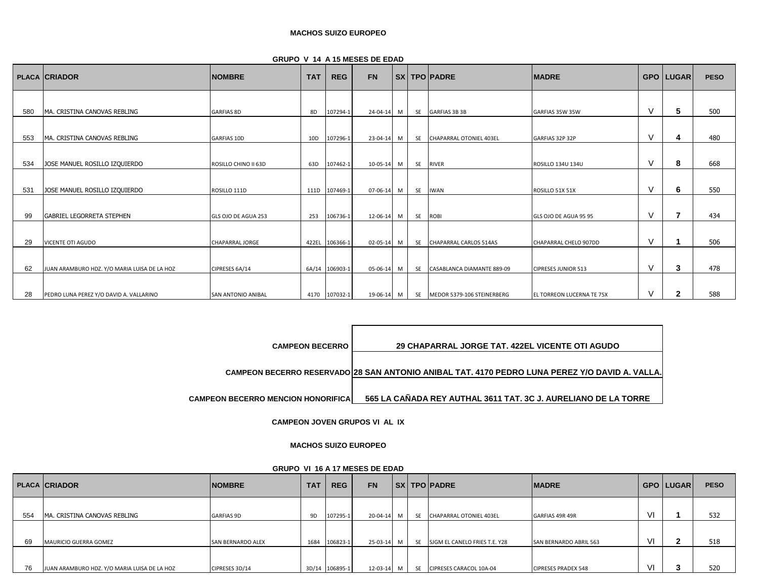**MACHOS SUIZO EUROPEO**

**GRUPO V 14 A 15 MESES DE EDAD**

| PLACA | CRIADOR | NOMBRE | TAT | REG | FN | SX | TPO | PADRE | MADRE | GPO | LUGAR | PESO |
|---|---|---|---|---|---|---|---|---|---|---|---|---|
| 580 | MA. CRISTINA CANOVAS REBLING | GARFIAS 8D | 8D | 107294-1 | 24-04-14 | M | SE | GARFIAS 3B 3B | GARFIAS 35W 35W | V | 5 | 500 |
| 553 | MA. CRISTINA CANOVAS REBLING | GARFIAS 10D | 10D | 107296-1 | 23-04-14 | M | SE | CHAPARRAL OTONIEL 403EL | GARFIAS 32P 32P | V | 4 | 480 |
| 534 | JOSE MANUEL ROSILLO IZQUIERDO | ROSILLO CHINO II 63D | 63D | 107462-1 | 10-05-14 | M | SE | RIVER | ROSILLO 134U 134U | V | 8 | 668 |
| 531 | JOSE MANUEL ROSILLO IZQUIERDO | ROSILLO 111D | 111D | 107469-1 | 07-06-14 | M | SE | IWAN | ROSILLO 51X 51X | V | 6 | 550 |
| 99 | GABRIEL LEGORRETA STEPHEN | GLS OJO DE AGUA 253 | 253 | 106736-1 | 12-06-14 | M | SE | ROBI | GLS OJO DE AGUA 95 95 | V | 7 | 434 |
| 29 | VICENTE OTI AGUDO | CHAPARRAL JORGE | 422EL | 106366-1 | 02-05-14 | M | SE | CHAPARRAL CARLOS 514AS | CHAPARRAL CHELO 907DD | V | 1 | 506 |
| 62 | JUAN ARAMBURO HDZ. Y/O MARIA LUISA DE LA HOZ | CIPRESES 6A/14 | 6A/14 | 106903-1 | 05-06-14 | M | SE | CASABLANCA DIAMANTE 889-09 | CIPRESES JUNIOR 513 | V | 3 | 478 |
| 28 | PEDRO LUNA PEREZ Y/O DAVID A. VALLARINO | SAN ANTONIO ANIBAL | 4170 | 107032-1 | 19-06-14 | M | SE | MEDOR 5379-106 STEINERBERG | EL TORREON LUCERNA TE 75X | V | 2 | 588 |

| | |
|---|---|
| **CAMPEON BECERRO** | **29 CHAPARRAL JORGE TAT. 422EL VICENTE OTI AGUDO** |
| **CAMPEON BECERRO RESERVADO** | **28 SAN ANTONIO ANIBAL TAT. 4170 PEDRO LUNA PEREZ Y/O DAVID A. VALLA.** |
| **CAMPEON BECERRO MENCION HONORIFICA** | **565 LA CAÑADA REY AUTHAL 3611 TAT. 3C J. AURELIANO DE LA TORRE** |

**CAMPEON JOVEN GRUPOS VI AL IX**

**MACHOS SUIZO EUROPEO**

**GRUPO VI 16 A 17 MESES DE EDAD**

| PLACA | CRIADOR | NOMBRE | TAT | REG | FN | SX | TPO | PADRE | MADRE | GPO | LUGAR | PESO |
|---|---|---|---|---|---|---|---|---|---|---|---|---|
| 554 | MA. CRISTINA CANOVAS REBLING | GARFIAS 9D | 9D | 107295-1 | 20-04-14 | M | SE | CHAPARRAL OTONIEL 403EL | GARFIAS 49R 49R | VI | 1 | 532 |
| 69 | MAURICIO GUERRA GOMEZ | SAN BERNARDO ALEX | 1684 | 106823-1 | 25-03-14 | M | SE | SJGM EL CANELO FRIES T.E. Y28 | SAN BERNARDO ABRIL 563 | VI | 2 | 518 |
| 76 | JUAN ARAMBURO HDZ. Y/O MARIA LUISA DE LA HOZ | CIPRESES 3D/14 | 3D/14 | 106895-1 | 12-03-14 | M | SE | CIPRESES CARACOL 10A-04 | CIPRESES PRADEX 548 | VI | 3 | 520 |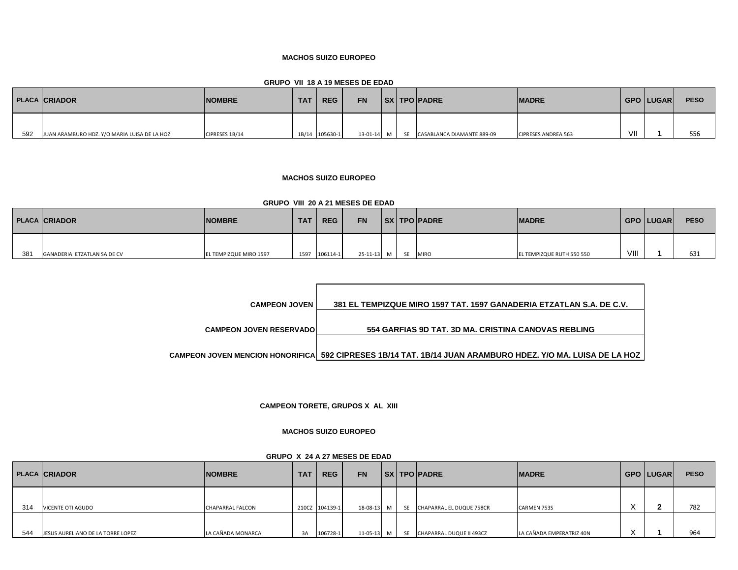**MACHOS SUIZO EUROPEO**

**GRUPO VII 18 A 19 MESES DE EDAD**

| PLACA | CRIADOR | NOMBRE | TAT | REG | FN | SX | TPO | PADRE | MADRE | GPO | LUGAR | PESO |
|---|---|---|---|---|---|---|---|---|---|---|---|---|
| 592 | JUAN ARAMBURO HDZ. Y/O MARIA LUISA DE LA HOZ | CIPRESES 1B/14 | 1B/14 | 105630-1 | 13-01-14 | M | SE | CASABLANCA DIAMANTE 889-09 | CIPRESES ANDREA 563 | VII | 1 | 556 |

**MACHOS SUIZO EUROPEO**

**GRUPO VIII 20 A 21 MESES DE EDAD**

| PLACA | CRIADOR | NOMBRE | TAT | REG | FN | SX | TPO | PADRE | MADRE | GPO | LUGAR | PESO |
|---|---|---|---|---|---|---|---|---|---|---|---|---|
| 381 | GANADERIA ETZATLAN SA DE CV | EL TEMPIZQUE MIRO 1597 | 1597 | 106114-1 | 25-11-13 | M | SE | MIRO | EL TEMPIZQUE RUTH 550 550 | VIII | 1 | 631 |

| | |
|---|---|
| **CAMPEON JOVEN** | **381 EL TEMPIZQUE MIRO 1597 TAT. 1597 GANADERIA ETZATLAN S.A. DE C.V.** |
| **CAMPEON JOVEN RESERVADO** | **554 GARFIAS 9D TAT. 3D MA. CRISTINA CANOVAS REBLING** |
| **CAMPEON JOVEN MENCION HONORIFICA** | **592 CIPRESES 1B/14 TAT. 1B/14 JUAN ARAMBURO HDEZ. Y/O MA. LUISA DE LA HOZ** |

**CAMPEON TORETE, GRUPOS X AL XIII**

**MACHOS SUIZO EUROPEO**

**GRUPO X 24 A 27 MESES DE EDAD**

| PLACA | CRIADOR | NOMBRE | TAT | REG | FN | SX | TPO | PADRE | MADRE | GPO | LUGAR | PESO |
|---|---|---|---|---|---|---|---|---|---|---|---|---|
| 314 | VICENTE OTI AGUDO | CHAPARRAL FALCON | 210CZ | 104139-1 | 18-08-13 | M | SE | CHAPARRAL EL DUQUE 758CR | CARMEN 753S | X | 2 | 782 |
| 544 | JESUS AURELIANO DE LA TORRE LOPEZ | LA CAÑADA MONARCA | 3A | 106728-1 | 11-05-13 | M | SE | CHAPARRAL DUQUE II 493CZ | LA CAÑADA EMPERATRIZ 40N | X | 1 | 964 |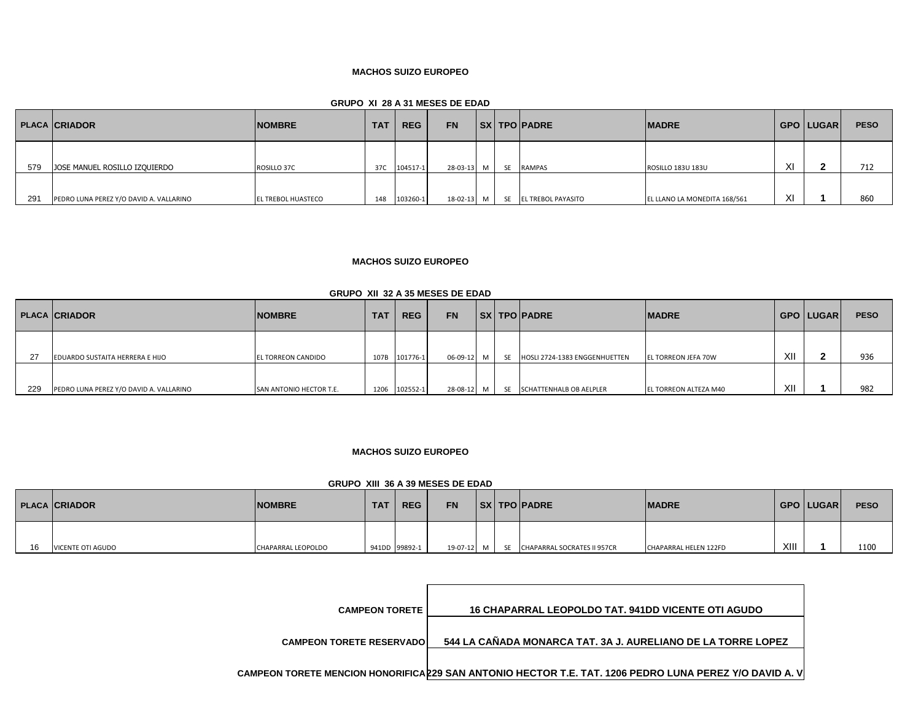## MACHOS SUIZO EUROPEO

### GRUPO XI 28 A 31 MESES DE EDAD

| PLACA | CRIADOR | NOMBRE | TAT | REG | FN | SX | TPO | PADRE | MADRE | GPO | LUGAR | PESO |
|---|---|---|---|---|---|---|---|---|---|---|---|---|
| 579 | JOSE MANUEL ROSILLO IZQUIERDO | ROSILLO 37C | 37C | 104517-1 | 28-03-13 | M | SE | RAMPAS | ROSILLO 183U 183U | XI | 2 | 712 |
| 291 | PEDRO LUNA PEREZ Y/O DAVID A. VALLARINO | EL TREBOL HUASTECO | 148 | 103260-1 | 18-02-13 | M | SE | EL TREBOL PAYASITO | EL LLANO LA MONEDITA 168/561 | XI | 1 | 860 |

## MACHOS SUIZO EUROPEO

### GRUPO XII 32 A 35 MESES DE EDAD

| PLACA | CRIADOR | NOMBRE | TAT | REG | FN | SX | TPO | PADRE | MADRE | GPO | LUGAR | PESO |
|---|---|---|---|---|---|---|---|---|---|---|---|---|
| 27 | EDUARDO SUSTAITA HERRERA E HIJO | EL TORREON CANDIDO | 107B | 101776-1 | 06-09-12 | M | SE | HOSLI 2724-1383 ENGGENHUETTEN | EL TORREON JEFA 70W | XII | 2 | 936 |
| 229 | PEDRO LUNA PEREZ Y/O DAVID A. VALLARINO | SAN ANTONIO HECTOR T.E. | 1206 | 102552-1 | 28-08-12 | M | SE | SCHATTENHALB OB AELPLER | EL TORREON ALTEZA M40 | XII | 1 | 982 |

## MACHOS SUIZO EUROPEO

### GRUPO XIII 36 A 39 MESES DE EDAD

| PLACA | CRIADOR | NOMBRE | TAT | REG | FN | SX | TPO | PADRE | MADRE | GPO | LUGAR | PESO |
|---|---|---|---|---|---|---|---|---|---|---|---|---|
| 16 | VICENTE OTI AGUDO | CHAPARRAL LEOPOLDO | 941DD | 99892-1 | 19-07-12 | M | SE | CHAPARRAL SOCRATES II 957CR | CHAPARRAL HELEN 122FD | XIII | 1 | 1100 |

| | |
|---|---|
| **CAMPEON TORETE** | **16 CHAPARRAL LEOPOLDO TAT. 941DD VICENTE OTI AGUDO** |
| **CAMPEON TORETE RESERVADO** | **544 LA CAÑADA MONARCA TAT. 3A J. AURELIANO DE LA TORRE LOPEZ** |
| **CAMPEON TORETE MENCION HONORIFICA** | **229 SAN ANTONIO HECTOR T.E. TAT. 1206 PEDRO LUNA PEREZ Y/O DAVID A. V** |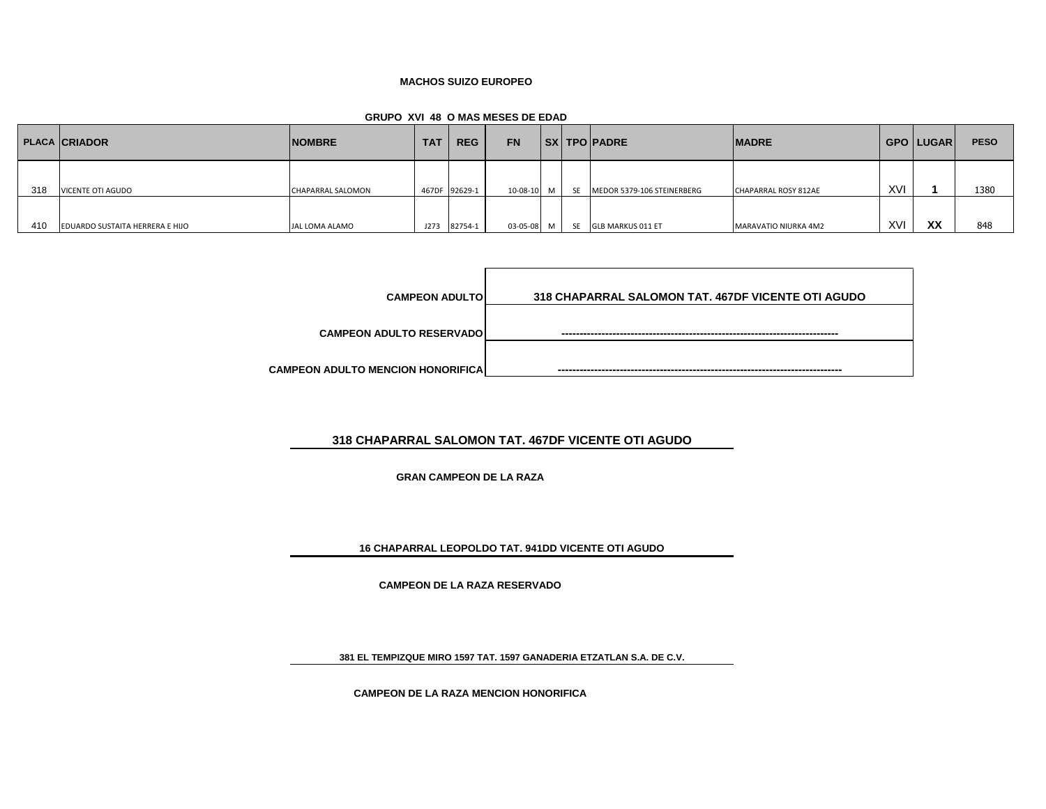**MACHOS SUIZO EUROPEO**

**GRUPO XVI 48 O MAS MESES DE EDAD**

| PLACA | CRIADOR | NOMBRE | TAT | REG | FN | SX | TPO | PADRE | MADRE | GPO | LUGAR | PESO |
|---|---|---|---|---|---|---|---|---|---|---|---|---|
| 318 | VICENTE OTI AGUDO | CHAPARRAL SALOMON | 467DF | 92629-1 | 10-08-10 | M | SE | MEDOR 5379-106 STEINERBERG | CHAPARRAL ROSY 812AE | XVI | **1** | 1380 |
| 410 | EDUARDO SUSTAITA HERRERA E HIJO | JAL LOMA ALAMO | J273 | 82754-1 | 03-05-08 | M | SE | GLB MARKUS 011 ET | MARAVATIO NIURKA 4M2 | XVI | **XX** | 848 |

| | |
|---|---|
| **CAMPEON ADULTO** | **318 CHAPARRAL SALOMON TAT. 467DF VICENTE OTI AGUDO** |
| **CAMPEON ADULTO RESERVADO** | ------------------------------------------------------------------------------ |
| **CAMPEON ADULTO MENCION HONORIFICA** | ------------------------------------------------------------------------------ |

**318 CHAPARRAL SALOMON TAT. 467DF VICENTE OTI AGUDO**

**GRAN CAMPEON DE LA RAZA**

**16 CHAPARRAL LEOPOLDO TAT. 941DD VICENTE OTI AGUDO**

**CAMPEON DE LA RAZA RESERVADO**

**381 EL TEMPIZQUE MIRO 1597 TAT. 1597 GANADERIA ETZATLAN S.A. DE C.V.**

**CAMPEON DE LA RAZA MENCION HONORIFICA**